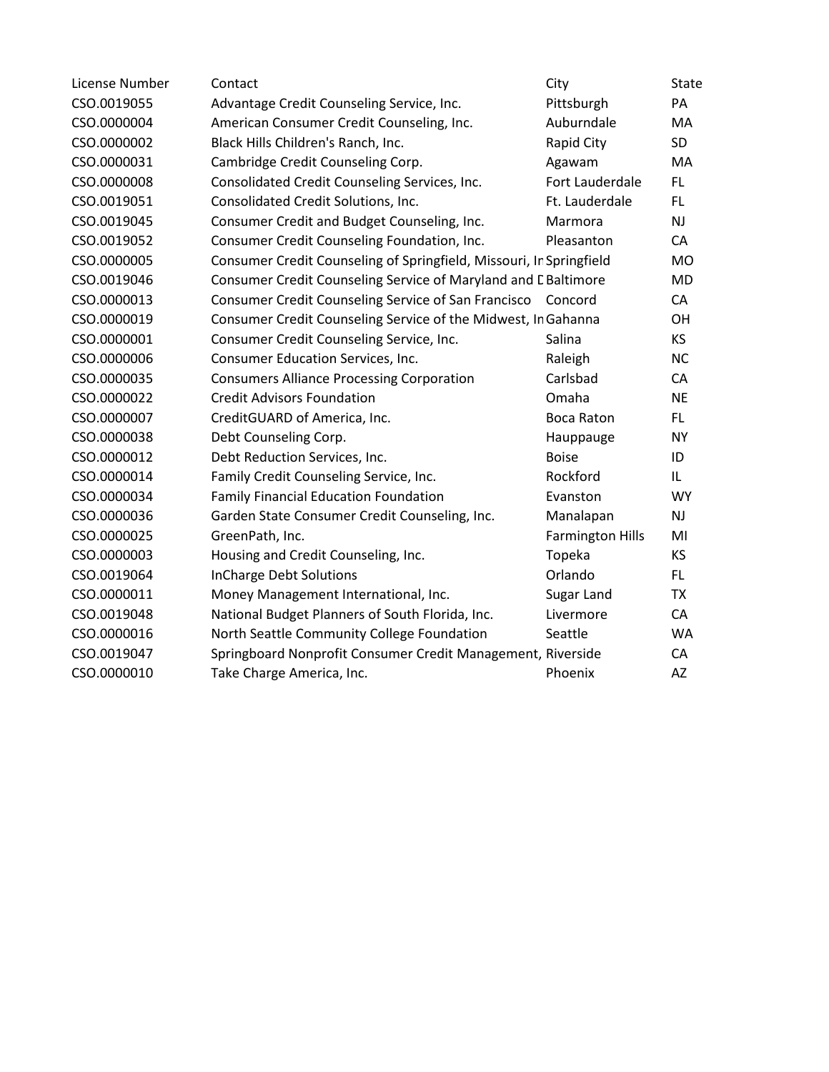| License Number | Contact | City | State |
|---|---|---|---|
| CSO.0019055 | Advantage Credit Counseling Service, Inc. | Pittsburgh | PA |
| CSO.0000004 | American Consumer Credit Counseling, Inc. | Auburndale | MA |
| CSO.0000002 | Black Hills Children's Ranch, Inc. | Rapid City | SD |
| CSO.0000031 | Cambridge Credit Counseling Corp. | Agawam | MA |
| CSO.0000008 | Consolidated Credit Counseling Services, Inc. | Fort Lauderdale | FL |
| CSO.0019051 | Consolidated Credit Solutions, Inc. | Ft. Lauderdale | FL |
| CSO.0019045 | Consumer Credit and Budget Counseling, Inc. | Marmora | NJ |
| CSO.0019052 | Consumer Credit Counseling Foundation, Inc. | Pleasanton | CA |
| CSO.0000005 | Consumer Credit Counseling of Springfield, Missouri, In | Springfield | MO |
| CSO.0019046 | Consumer Credit Counseling Service of Maryland and D | Baltimore | MD |
| CSO.0000013 | Consumer Credit Counseling Service of San Francisco | Concord | CA |
| CSO.0000019 | Consumer Credit Counseling Service of the Midwest, In | Gahanna | OH |
| CSO.0000001 | Consumer Credit Counseling Service, Inc. | Salina | KS |
| CSO.0000006 | Consumer Education Services, Inc. | Raleigh | NC |
| CSO.0000035 | Consumers Alliance Processing Corporation | Carlsbad | CA |
| CSO.0000022 | Credit Advisors Foundation | Omaha | NE |
| CSO.0000007 | CreditGUARD of America, Inc. | Boca Raton | FL |
| CSO.0000038 | Debt Counseling Corp. | Hauppauge | NY |
| CSO.0000012 | Debt Reduction Services, Inc. | Boise | ID |
| CSO.0000014 | Family Credit Counseling Service, Inc. | Rockford | IL |
| CSO.0000034 | Family Financial Education Foundation | Evanston | WY |
| CSO.0000036 | Garden State Consumer Credit Counseling, Inc. | Manalapan | NJ |
| CSO.0000025 | GreenPath, Inc. | Farmington Hills | MI |
| CSO.0000003 | Housing and Credit Counseling, Inc. | Topeka | KS |
| CSO.0019064 | InCharge Debt Solutions | Orlando | FL |
| CSO.0000011 | Money Management International, Inc. | Sugar Land | TX |
| CSO.0019048 | National Budget Planners of South Florida, Inc. | Livermore | CA |
| CSO.0000016 | North Seattle Community College Foundation | Seattle | WA |
| CSO.0019047 | Springboard Nonprofit Consumer Credit Management, | Riverside | CA |
| CSO.0000010 | Take Charge America, Inc. | Phoenix | AZ |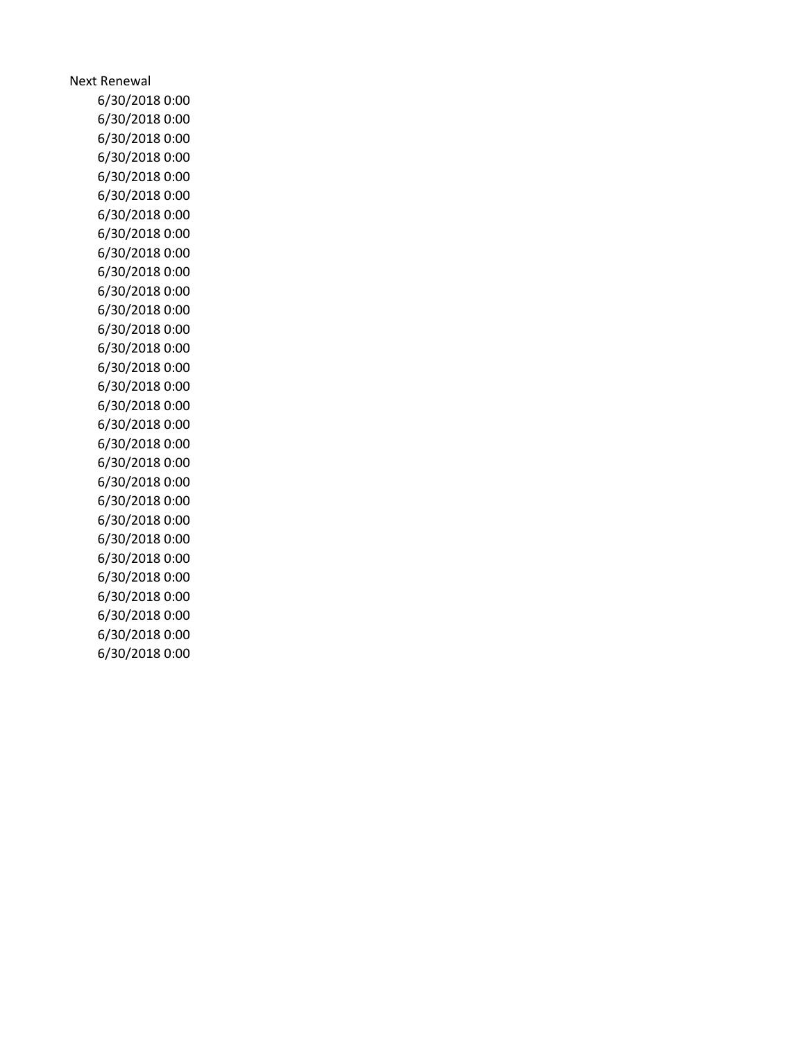| Next Renewal |
| --- |
| 6/30/2018 0:00 |
| 6/30/2018 0:00 |
| 6/30/2018 0:00 |
| 6/30/2018 0:00 |
| 6/30/2018 0:00 |
| 6/30/2018 0:00 |
| 6/30/2018 0:00 |
| 6/30/2018 0:00 |
| 6/30/2018 0:00 |
| 6/30/2018 0:00 |
| 6/30/2018 0:00 |
| 6/30/2018 0:00 |
| 6/30/2018 0:00 |
| 6/30/2018 0:00 |
| 6/30/2018 0:00 |
| 6/30/2018 0:00 |
| 6/30/2018 0:00 |
| 6/30/2018 0:00 |
| 6/30/2018 0:00 |
| 6/30/2018 0:00 |
| 6/30/2018 0:00 |
| 6/30/2018 0:00 |
| 6/30/2018 0:00 |
| 6/30/2018 0:00 |
| 6/30/2018 0:00 |
| 6/30/2018 0:00 |
| 6/30/2018 0:00 |
| 6/30/2018 0:00 |
| 6/30/2018 0:00 |
| 6/30/2018 0:00 |